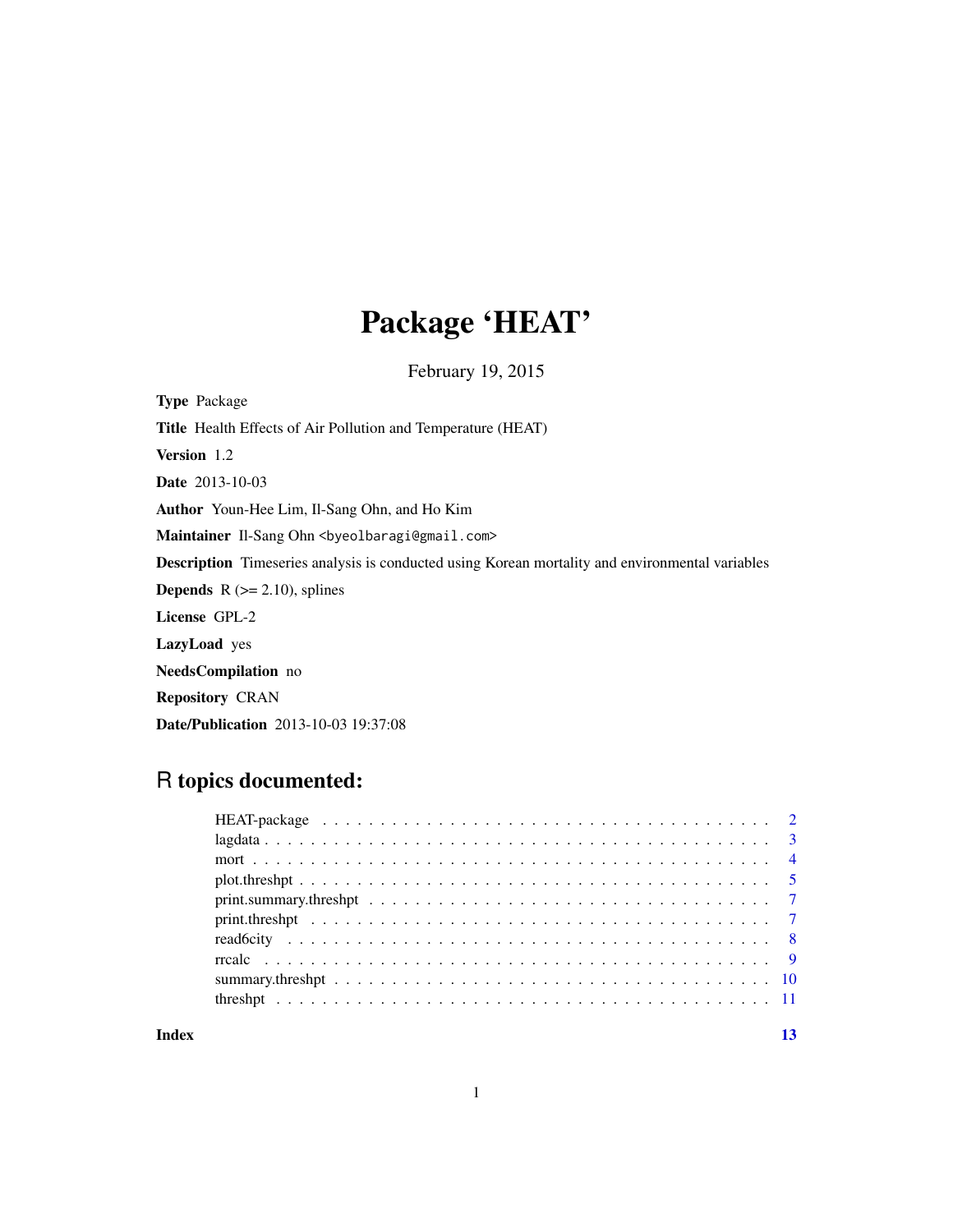# Package 'HEAT'

February 19, 2015

**Type** Package

**Title** Health Effects of Air Pollution and Temperature (HEAT)

**Version** 1.2

**Date** 2013-10-03

**Author** Youn-Hee Lim, Il-Sang Ohn, and Ho Kim

**Maintainer** Il-Sang Ohn <byeolbaragi@gmail.com>

**Description** Timeseries analysis is conducted using Korean mortality and environmental variables

**Depends** R (>= 2.10), splines

**License** GPL-2

**LazyLoad** yes

**NeedsCompilation** no

**Repository** CRAN

**Date/Publication** 2013-10-03 19:37:08

## R topics documented:

- HEAT-package . . . . . . . . . . . . . . . . . . . . . . . . . . . . . . . . . . . . . . 2
- lagdata . . . . . . . . . . . . . . . . . . . . . . . . . . . . . . . . . . . . . . . . . . 3
- mort . . . . . . . . . . . . . . . . . . . . . . . . . . . . . . . . . . . . . . . . . . . . 4
- plot.threshpt . . . . . . . . . . . . . . . . . . . . . . . . . . . . . . . . . . . . . . . 5
- print.summary.threshpt . . . . . . . . . . . . . . . . . . . . . . . . . . . . . . . . . 7
- print.threshpt . . . . . . . . . . . . . . . . . . . . . . . . . . . . . . . . . . . . . . 7
- read6city . . . . . . . . . . . . . . . . . . . . . . . . . . . . . . . . . . . . . . . . . 8
- rrcalc . . . . . . . . . . . . . . . . . . . . . . . . . . . . . . . . . . . . . . . . . . . 9
- summary.threshpt . . . . . . . . . . . . . . . . . . . . . . . . . . . . . . . . . . . . 10
- threshpt . . . . . . . . . . . . . . . . . . . . . . . . . . . . . . . . . . . . . . . . . . 11

**Index** 13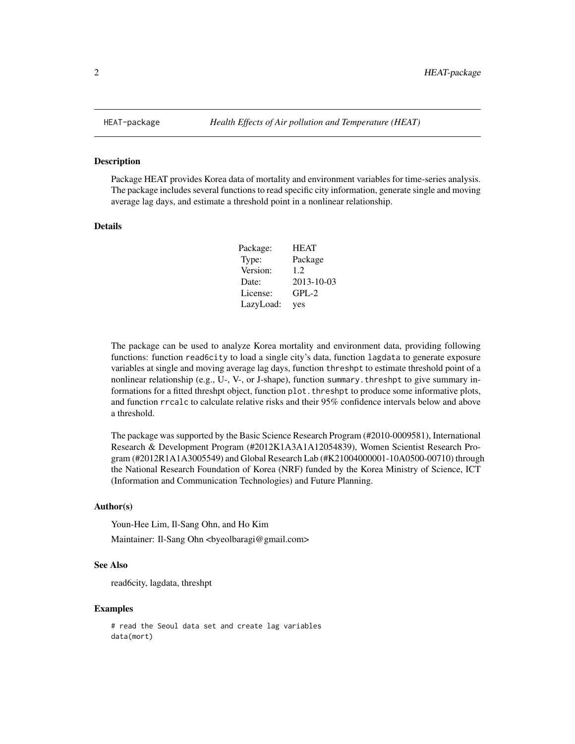# HEAT-package *Health Effects of Air pollution and Temperature (HEAT)*

## Description

Package HEAT provides Korea data of mortality and environment variables for time-series analysis. The package includes several functions to read specific city information, generate single and moving average lag days, and estimate a threshold point in a nonlinear relationship.

## Details

| | |
|---|---|
| Package: | HEAT |
| Type: | Package |
| Version: | 1.2 |
| Date: | 2013-10-03 |
| License: | GPL-2 |
| LazyLoad: | yes |

The package can be used to analyze Korea mortality and environment data, providing following functions: function `read6city` to load a single city's data, function `lagdata` to generate exposure variables at single and moving average lag days, function `threshpt` to estimate threshold point of a nonlinear relationship (e.g., U-, V-, or J-shape), function `summary.threshpt` to give summary informations for a fitted threshpt object, function `plot.threshpt` to produce some informative plots, and function `rrcalc` to calculate relative risks and their 95% confidence intervals below and above a threshold.

The package was supported by the Basic Science Research Program (#2010-0009581), International Research & Development Program (#2012K1A3A1A12054839), Women Scientist Research Program (#2012R1A1A3005549) and Global Research Lab (#K21004000001-10A0500-00710) through the National Research Foundation of Korea (NRF) funded by the Korea Ministry of Science, ICT (Information and Communication Technologies) and Future Planning.

## Author(s)

Youn-Hee Lim, Il-Sang Ohn, and Ho Kim

Maintainer: Il-Sang Ohn <byeolbaragi@gmail.com>

## See Also

read6city, lagdata, threshpt

## Examples

```
# read the Seoul data set and create lag variables
data(mort)
```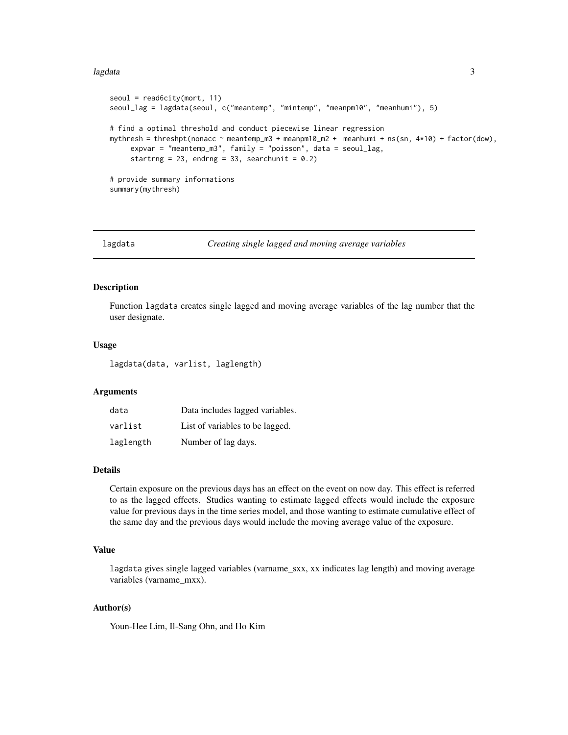```
seoul = read6city(mort, 11)
seoul_lag = lagdata(seoul, c("meantemp", "mintemp", "meanpm10", "meanhumi"), 5)

# find a optimal threshold and conduct piecewise linear regression
mythresh = threshpt(nonacc ~ meantemp_m3 + meanpm10_m2 +  meanhumi + ns(sn, 4*10) + factor(dow),
     expvar = "meantemp_m3", family = "poisson", data = seoul_lag,
     startrng = 23, endrng = 33, searchunit = 0.2)

# provide summary informations
summary(mythresh)
```

---

## lagdata — *Creating single lagged and moving average variables*

### Description

Function `lagdata` creates single lagged and moving average variables of the lag number that the user designate.

### Usage

```
lagdata(data, varlist, laglength)
```

### Arguments

| | |
|---|---|
| `data` | Data includes lagged variables. |
| `varlist` | List of variables to be lagged. |
| `laglength` | Number of lag days. |

### Details

Certain exposure on the previous days has an effect on the event on now day. This effect is referred to as the lagged effects. Studies wanting to estimate lagged effects would include the exposure value for previous days in the time series model, and those wanting to estimate cumulative effect of the same day and the previous days would include the moving average value of the exposure.

### Value

`lagdata` gives single lagged variables (varname_sxx, xx indicates lag length) and moving average variables (varname_mxx).

### Author(s)

Youn-Hee Lim, Il-Sang Ohn, and Ho Kim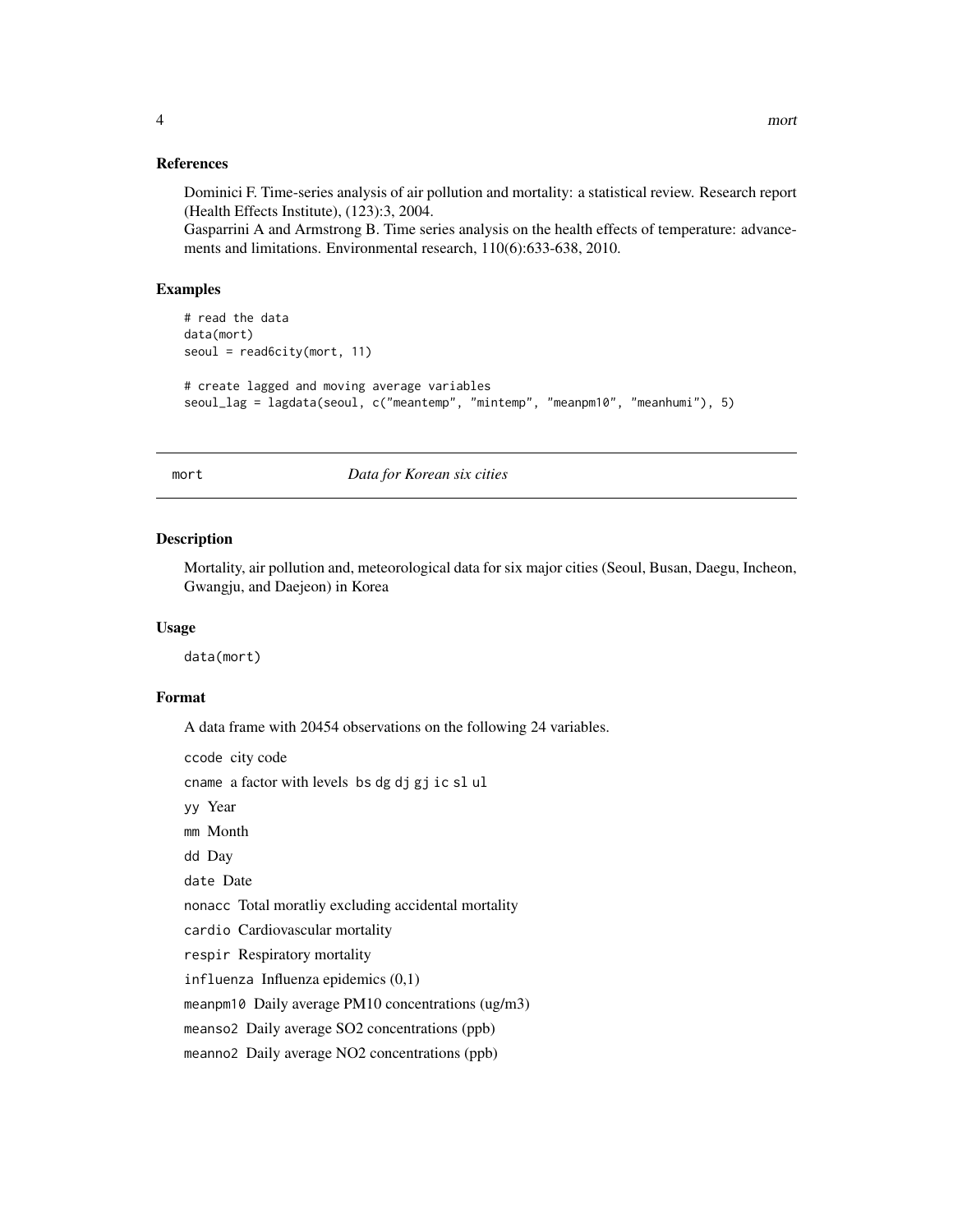### References

Dominici F. Time-series analysis of air pollution and mortality: a statistical review. Research report (Health Effects Institute), (123):3, 2004.
Gasparrini A and Armstrong B. Time series analysis on the health effects of temperature: advancements and limitations. Environmental research, 110(6):633-638, 2010.

### Examples

```
# read the data
data(mort)
seoul = read6city(mort, 11)

# create lagged and moving average variables
seoul_lag = lagdata(seoul, c("meantemp", "mintemp", "meanpm10", "meanhumi"), 5)
```

---

## mort *Data for Korean six cities*

---

### Description

Mortality, air pollution and, meteorological data for six major cities (Seoul, Busan, Daegu, Incheon, Gwangju, and Daejeon) in Korea

### Usage

```
data(mort)
```

### Format

A data frame with 20454 observations on the following 24 variables.

`ccode` city code

`cname` a factor with levels `bs dg dj gj ic sl ul`

`yy` Year

`mm` Month

`dd` Day

`date` Date

`nonacc` Total moratliy excluding accidental mortality

`cardio` Cardiovascular mortality

`respir` Respiratory mortality

`influenza` Influenza epidemics (0,1)

`meanpm10` Daily average PM10 concentrations (ug/m3)

`meanso2` Daily average SO2 concentrations (ppb)

`meanno2` Daily average NO2 concentrations (ppb)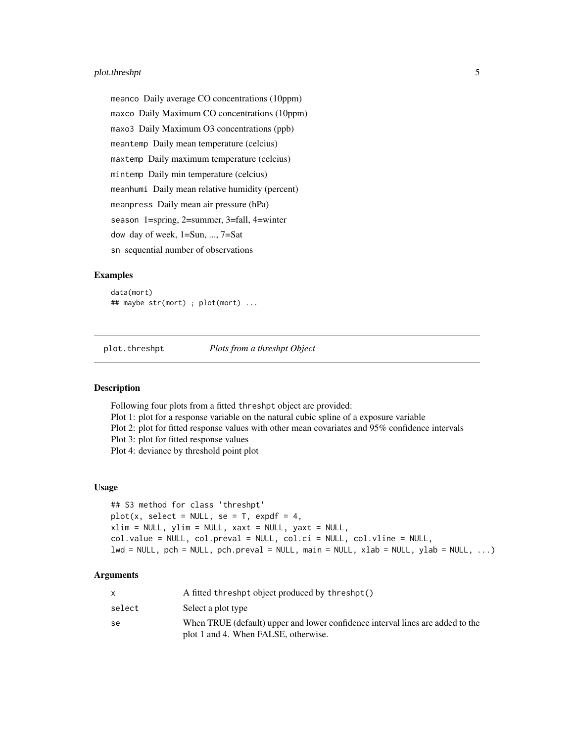meanco Daily average CO concentrations (10ppm)

maxco Daily Maximum CO concentrations (10ppm)

maxo3 Daily Maximum O3 concentrations (ppb)

meantemp Daily mean temperature (celcius)

maxtemp Daily maximum temperature (celcius)

mintemp Daily min temperature (celcius)

meanhumi Daily mean relative humidity (percent)

meanpress Daily mean air pressure (hPa)

season 1=spring, 2=summer, 3=fall, 4=winter

dow day of week, 1=Sun, ..., 7=Sat

sn sequential number of observations

### Examples

```
data(mort)
## maybe str(mort) ; plot(mort) ...
```

---

## plot.threshpt — *Plots from a threshpt Object*

### Description

Following four plots from a fitted threshpt object are provided:
Plot 1: plot for a response variable on the natural cubic spline of a exposure variable
Plot 2: plot for fitted response values with other mean covariates and 95% confidence intervals
Plot 3: plot for fitted response values
Plot 4: deviance by threshold point plot

### Usage

```
## S3 method for class 'threshpt'
plot(x, select = NULL, se = T, expdf = 4,
xlim = NULL, ylim = NULL, xaxt = NULL, yaxt = NULL,
col.value = NULL, col.preval = NULL, col.ci = NULL, col.vline = NULL,
lwd = NULL, pch = NULL, pch.preval = NULL, main = NULL, xlab = NULL, ylab = NULL, ...)
```

### Arguments

| | |
|---|---|
| x | A fitted threshpt object produced by threshpt() |
| select | Select a plot type |
| se | When TRUE (default) upper and lower confidence interval lines are added to the plot 1 and 4. When FALSE, otherwise. |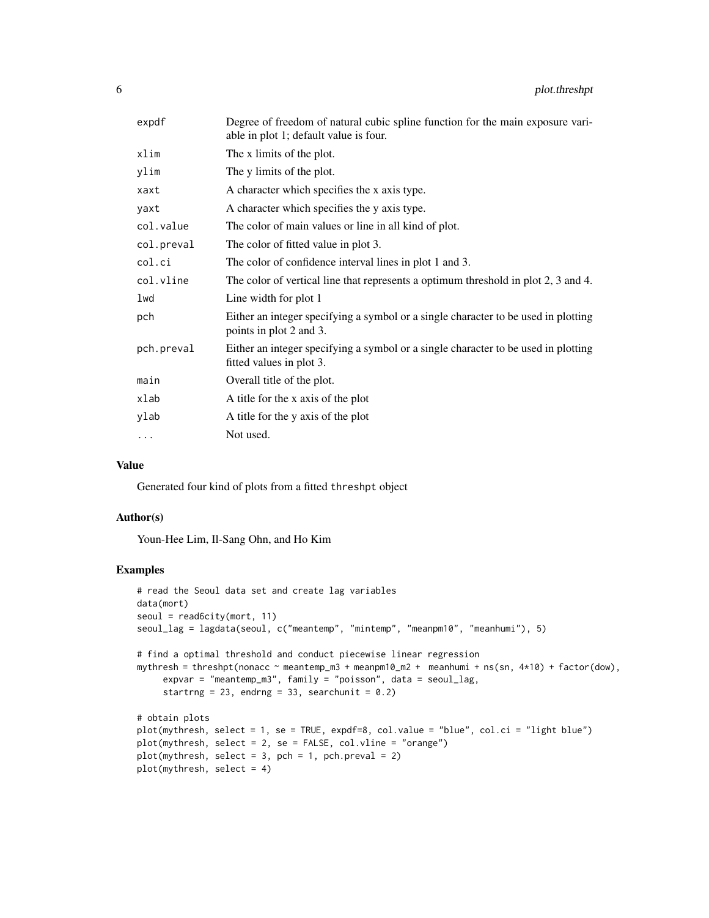| | |
|---|---|
| expdf | Degree of freedom of natural cubic spline function for the main exposure variable in plot 1; default value is four. |
| xlim | The x limits of the plot. |
| ylim | The y limits of the plot. |
| xaxt | A character which specifies the x axis type. |
| yaxt | A character which specifies the y axis type. |
| col.value | The color of main values or line in all kind of plot. |
| col.preval | The color of fitted value in plot 3. |
| col.ci | The color of confidence interval lines in plot 1 and 3. |
| col.vline | The color of vertical line that represents a optimum threshold in plot 2, 3 and 4. |
| lwd | Line width for plot 1 |
| pch | Either an integer specifying a symbol or a single character to be used in plotting points in plot 2 and 3. |
| pch.preval | Either an integer specifying a symbol or a single character to be used in plotting fitted values in plot 3. |
| main | Overall title of the plot. |
| xlab | A title for the x axis of the plot |
| ylab | A title for the y axis of the plot |
| ... | Not used. |

## Value

Generated four kind of plots from a fitted threshpt object

## Author(s)

Youn-Hee Lim, Il-Sang Ohn, and Ho Kim

## Examples

```
# read the Seoul data set and create lag variables
data(mort)
seoul = read6city(mort, 11)
seoul_lag = lagdata(seoul, c("meantemp", "mintemp", "meanpm10", "meanhumi"), 5)

# find a optimal threshold and conduct piecewise linear regression
mythresh = threshpt(nonacc ~ meantemp_m3 + meanpm10_m2 +  meanhumi + ns(sn, 4*10) + factor(dow),
     expvar = "meantemp_m3", family = "poisson", data = seoul_lag,
     startrng = 23, endrng = 33, searchunit = 0.2)

# obtain plots
plot(mythresh, select = 1, se = TRUE, expdf=8, col.value = "blue", col.ci = "light blue")
plot(mythresh, select = 2, se = FALSE, col.vline = "orange")
plot(mythresh, select = 3, pch = 1, pch.preval = 2)
plot(mythresh, select = 4)
```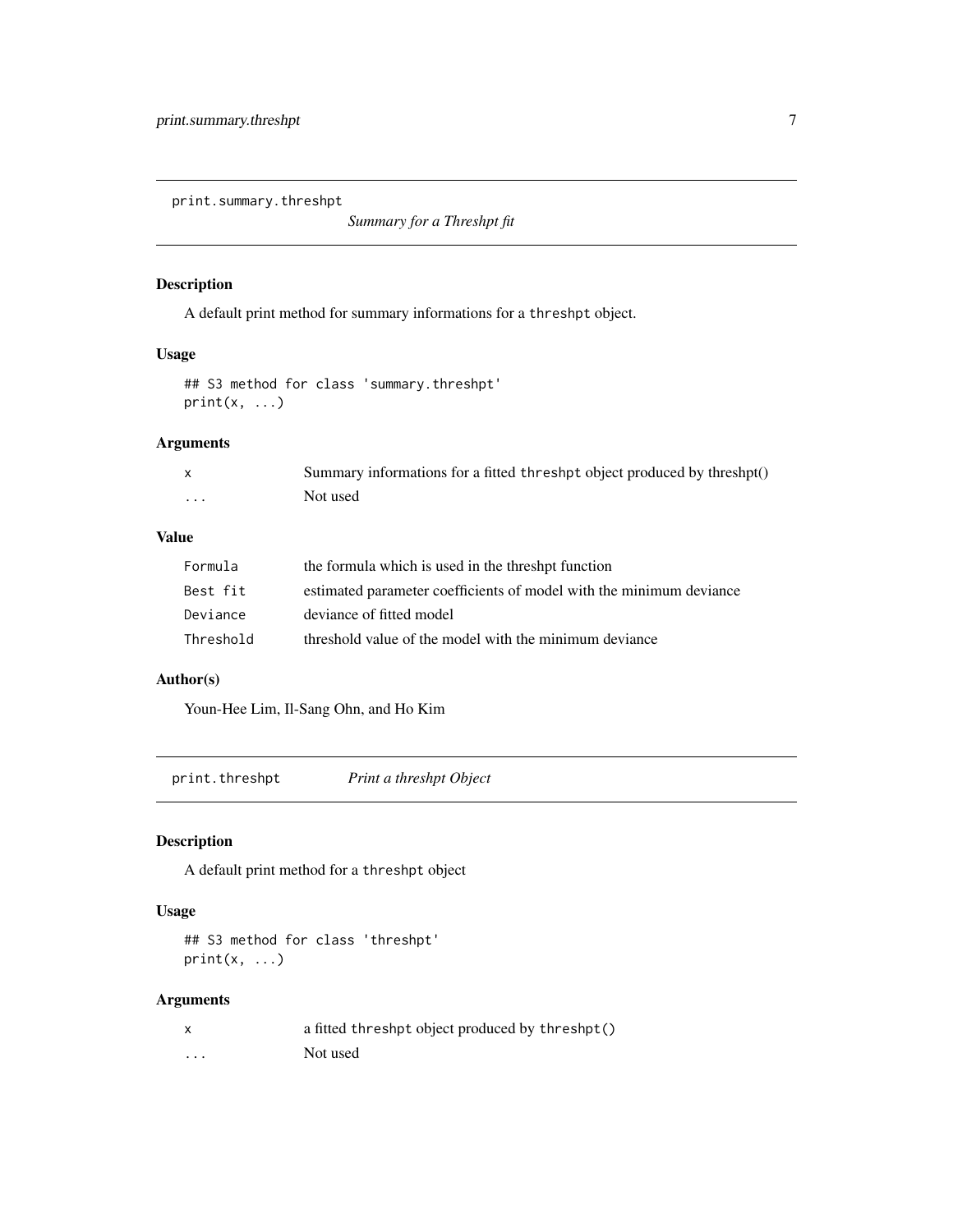## print.summary.threshpt — *Summary for a Threshpt fit*

### Description

A default print method for summary informations for a threshpt object.

### Usage

```
## S3 method for class 'summary.threshpt'
print(x, ...)
```

### Arguments

| | |
|---|---|
| x | Summary informations for a fitted threshpt object produced by threshpt() |
| ... | Not used |

### Value

| | |
|---|---|
| Formula | the formula which is used in the threshpt function |
| Best fit | estimated parameter coefficients of model with the minimum deviance |
| Deviance | deviance of fitted model |
| Threshold | threshold value of the model with the minimum deviance |

### Author(s)

Youn-Hee Lim, Il-Sang Ohn, and Ho Kim

## print.threshpt — *Print a threshpt Object*

### Description

A default print method for a threshpt object

### Usage

```
## S3 method for class 'threshpt'
print(x, ...)
```

### Arguments

| | |
|---|---|
| x | a fitted threshpt object produced by threshpt() |
| ... | Not used |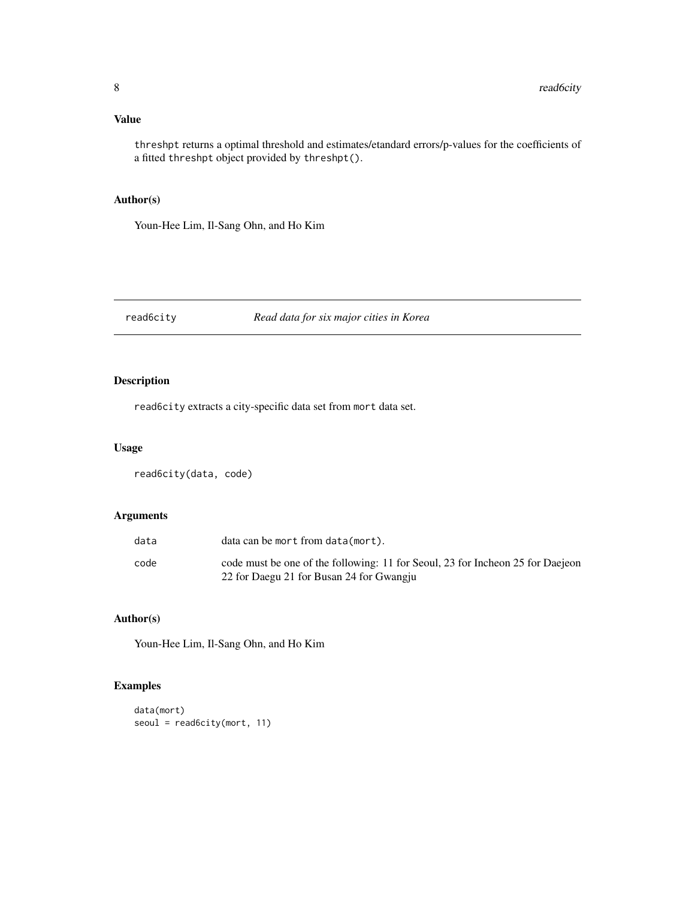### Value

threshpt returns a optimal threshold and estimates/etandard errors/p-values for the coefficients of a fitted threshpt object provided by threshpt().

### Author(s)

Youn-Hee Lim, Il-Sang Ohn, and Ho Kim

---

## read6city *Read data for six major cities in Korea*

---

### Description

read6city extracts a city-specific data set from mort data set.

### Usage

```
read6city(data, code)
```

### Arguments

| | |
|---|---|
| data | data can be mort from data(mort). |
| code | code must be one of the following: 11 for Seoul, 23 for Incheon 25 for Daejeon 22 for Daegu 21 for Busan 24 for Gwangju |

### Author(s)

Youn-Hee Lim, Il-Sang Ohn, and Ho Kim

### Examples

```
data(mort)
seoul = read6city(mort, 11)
```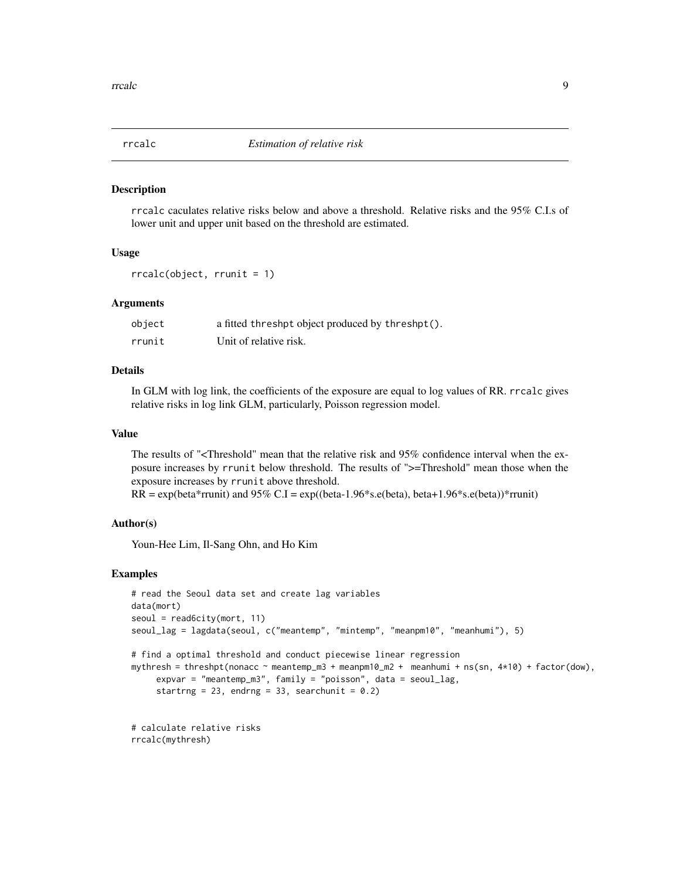## rrcalc — *Estimation of relative risk*

### Description

rrcalc caculates relative risks below and above a threshold. Relative risks and the 95% C.I.s of lower unit and upper unit based on the threshold are estimated.

### Usage

```
rrcalc(object, rrunit = 1)
```

### Arguments

| | |
|---|---|
| object | a fitted threshpt object produced by threshpt(). |
| rrunit | Unit of relative risk. |

### Details

In GLM with log link, the coefficients of the exposure are equal to log values of RR. rrcalc gives relative risks in log link GLM, particularly, Poisson regression model.

### Value

The results of "<Threshold" mean that the relative risk and 95% confidence interval when the exposure increases by rrunit below threshold. The results of ">=Threshold" mean those when the exposure increases by rrunit above threshold.
RR = exp(beta*rrunit) and 95% C.I = exp((beta-1.96*s.e(beta), beta+1.96*s.e(beta))*rrunit)

### Author(s)

Youn-Hee Lim, Il-Sang Ohn, and Ho Kim

### Examples

```
# read the Seoul data set and create lag variables
data(mort)
seoul = read6city(mort, 11)
seoul_lag = lagdata(seoul, c("meantemp", "mintemp", "meanpm10", "meanhumi"), 5)

# find a optimal threshold and conduct piecewise linear regression
mythresh = threshpt(nonacc ~ meantemp_m3 + meanpm10_m2 +  meanhumi + ns(sn, 4*10) + factor(dow),
     expvar = "meantemp_m3", family = "poisson", data = seoul_lag,
     startrng = 23, endrng = 33, searchunit = 0.2)


# calculate relative risks
rrcalc(mythresh)
```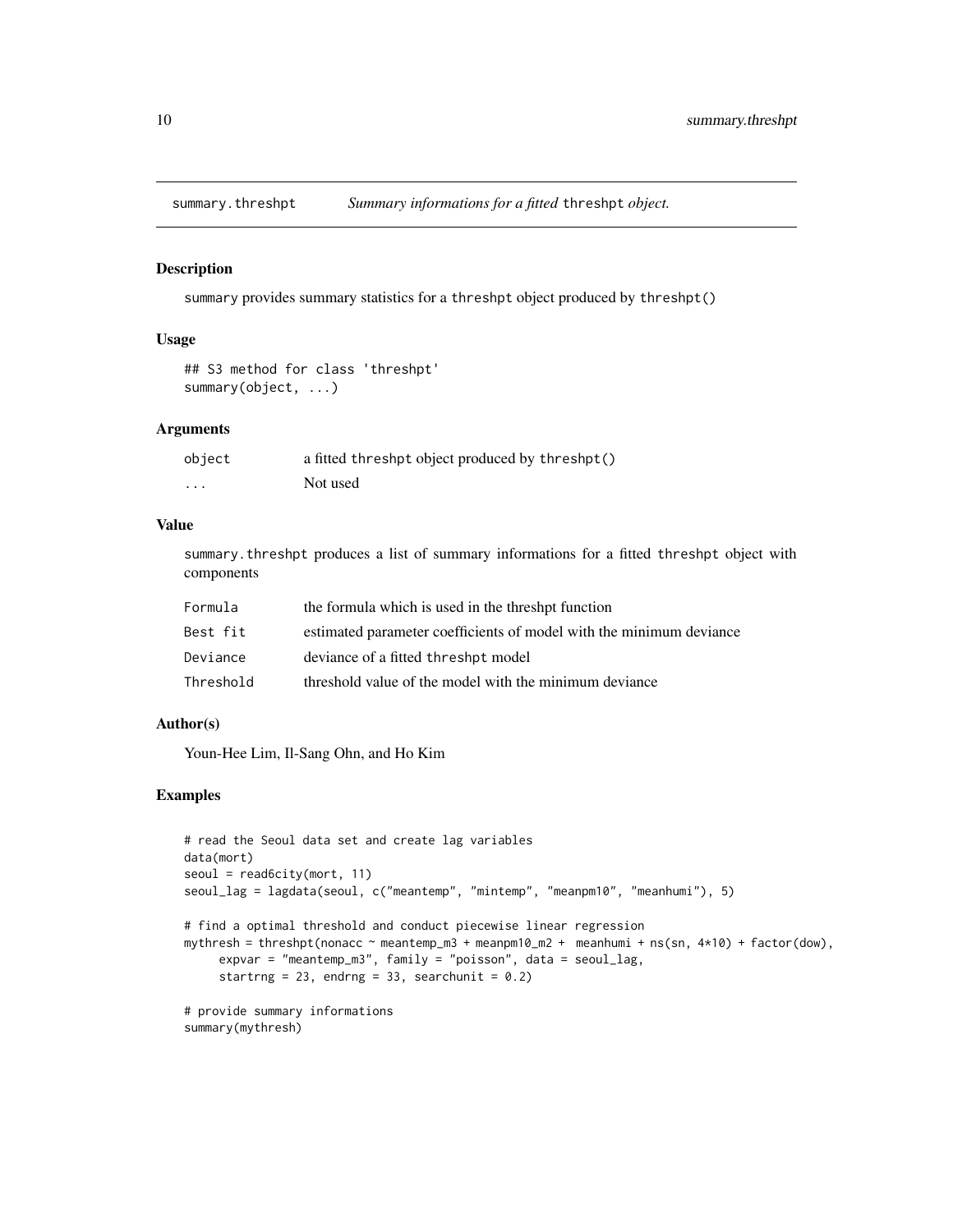## summary.threshpt — *Summary informations for a fitted* threshpt *object.*

### Description

summary provides summary statistics for a threshpt object produced by threshpt()

### Usage

```
## S3 method for class 'threshpt'
summary(object, ...)
```

### Arguments

| | |
|---|---|
| object | a fitted threshpt object produced by threshpt() |
| ... | Not used |

### Value

summary.threshpt produces a list of summary informations for a fitted threshpt object with components

| | |
|---|---|
| Formula | the formula which is used in the threshpt function |
| Best fit | estimated parameter coefficients of model with the minimum deviance |
| Deviance | deviance of a fitted threshpt model |
| Threshold | threshold value of the model with the minimum deviance |

### Author(s)

Youn-Hee Lim, Il-Sang Ohn, and Ho Kim

### Examples

```
# read the Seoul data set and create lag variables
data(mort)
seoul = read6city(mort, 11)
seoul_lag = lagdata(seoul, c("meantemp", "mintemp", "meanpm10", "meanhumi"), 5)

# find a optimal threshold and conduct piecewise linear regression
mythresh = threshpt(nonacc ~ meantemp_m3 + meanpm10_m2 +  meanhumi + ns(sn, 4*10) + factor(dow),
     expvar = "meantemp_m3", family = "poisson", data = seoul_lag,
     startrng = 23, endrng = 33, searchunit = 0.2)

# provide summary informations
summary(mythresh)
```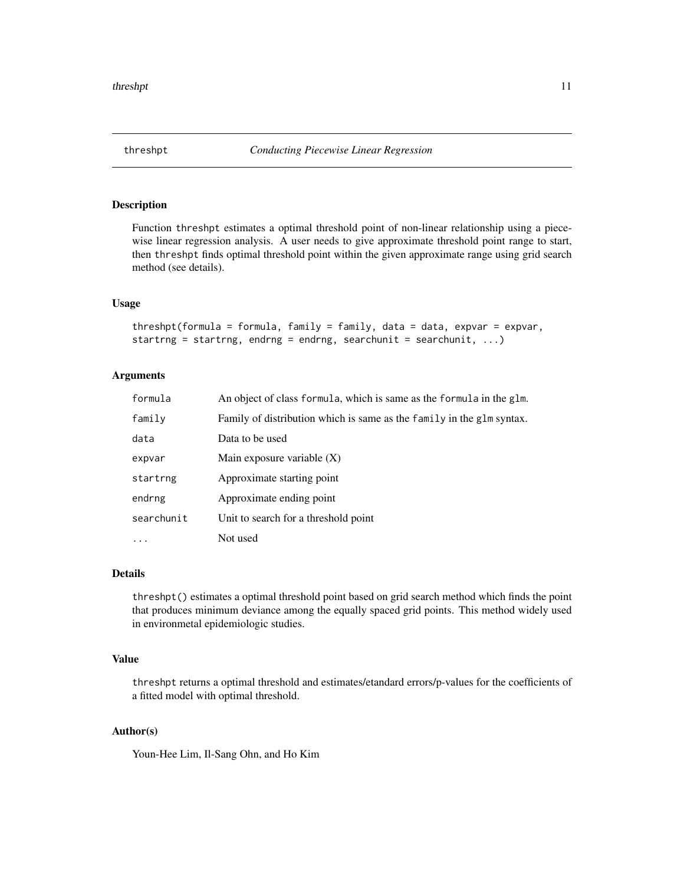## threshpt — *Conducting Piecewise Linear Regression*

### Description

Function threshpt estimates a optimal threshold point of non-linear relationship using a piecewise linear regression analysis. A user needs to give approximate threshold point range to start, then threshpt finds optimal threshold point within the given approximate range using grid search method (see details).

### Usage

```
threshpt(formula = formula, family = family, data = data, expvar = expvar,
startrng = startrng, endrng = endrng, searchunit = searchunit, ...)
```

### Arguments

| | |
|---|---|
| formula | An object of class formula, which is same as the formula in the glm. |
| family | Family of distribution which is same as the family in the glm syntax. |
| data | Data to be used |
| expvar | Main exposure variable (X) |
| startrng | Approximate starting point |
| endrng | Approximate ending point |
| searchunit | Unit to search for a threshold point |
| ... | Not used |

### Details

threshpt() estimates a optimal threshold point based on grid search method which finds the point that produces minimum deviance among the equally spaced grid points. This method widely used in environmetal epidemiologic studies.

### Value

threshpt returns a optimal threshold and estimates/etandard errors/p-values for the coefficients of a fitted model with optimal threshold.

### Author(s)

Youn-Hee Lim, Il-Sang Ohn, and Ho Kim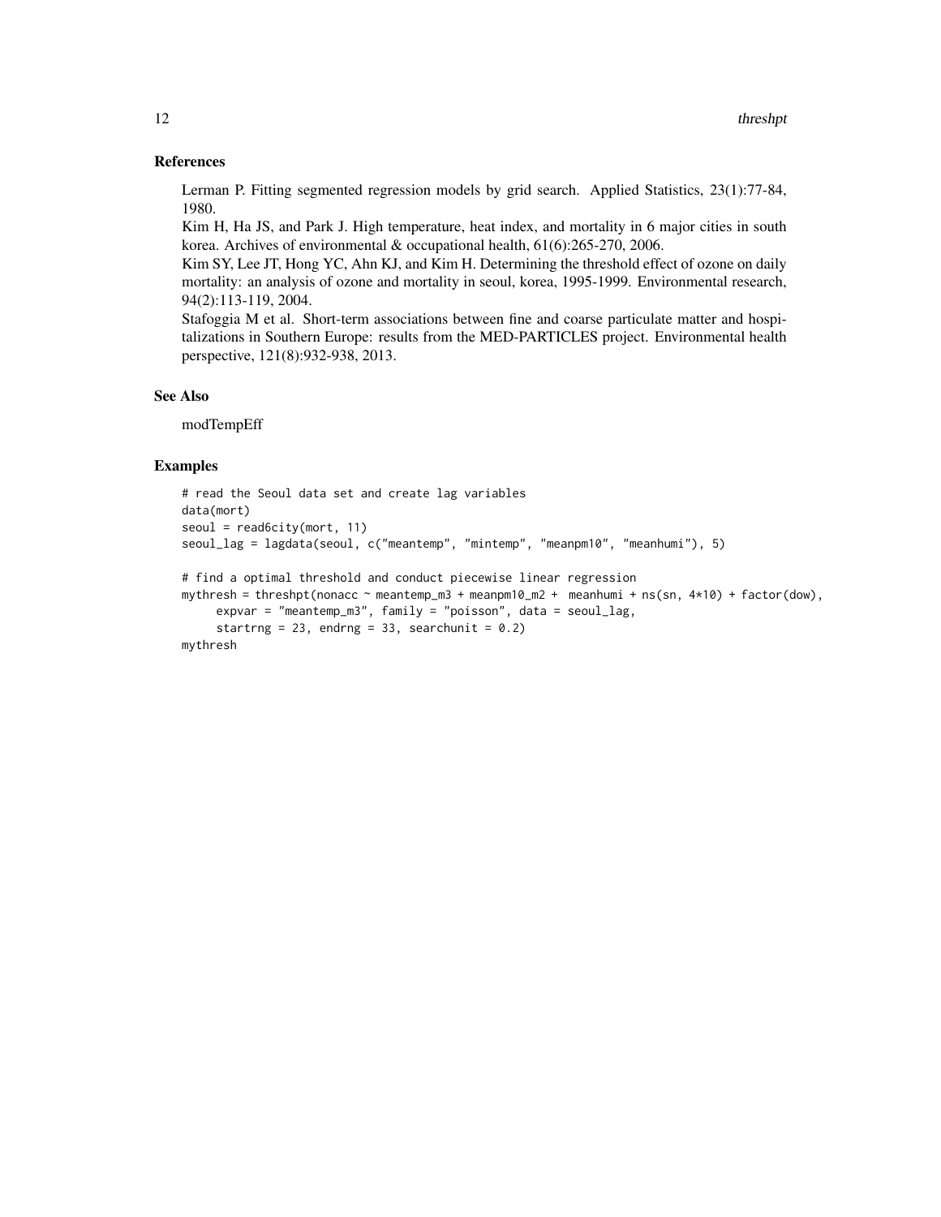## References

Lerman P. Fitting segmented regression models by grid search. Applied Statistics, 23(1):77-84, 1980.

Kim H, Ha JS, and Park J. High temperature, heat index, and mortality in 6 major cities in south korea. Archives of environmental & occupational health, 61(6):265-270, 2006.

Kim SY, Lee JT, Hong YC, Ahn KJ, and Kim H. Determining the threshold effect of ozone on daily mortality: an analysis of ozone and mortality in seoul, korea, 1995-1999. Environmental research, 94(2):113-119, 2004.

Stafoggia M et al. Short-term associations between fine and coarse particulate matter and hospitalizations in Southern Europe: results from the MED-PARTICLES project. Environmental health perspective, 121(8):932-938, 2013.

## See Also

modTempEff

## Examples

```
# read the Seoul data set and create lag variables
data(mort)
seoul = read6city(mort, 11)
seoul_lag = lagdata(seoul, c("meantemp", "mintemp", "meanpm10", "meanhumi"), 5)

# find a optimal threshold and conduct piecewise linear regression
mythresh = threshpt(nonacc ~ meantemp_m3 + meanpm10_m2 +  meanhumi + ns(sn, 4*10) + factor(dow),
     expvar = "meantemp_m3", family = "poisson", data = seoul_lag,
     startrng = 23, endrng = 33, searchunit = 0.2)
mythresh
```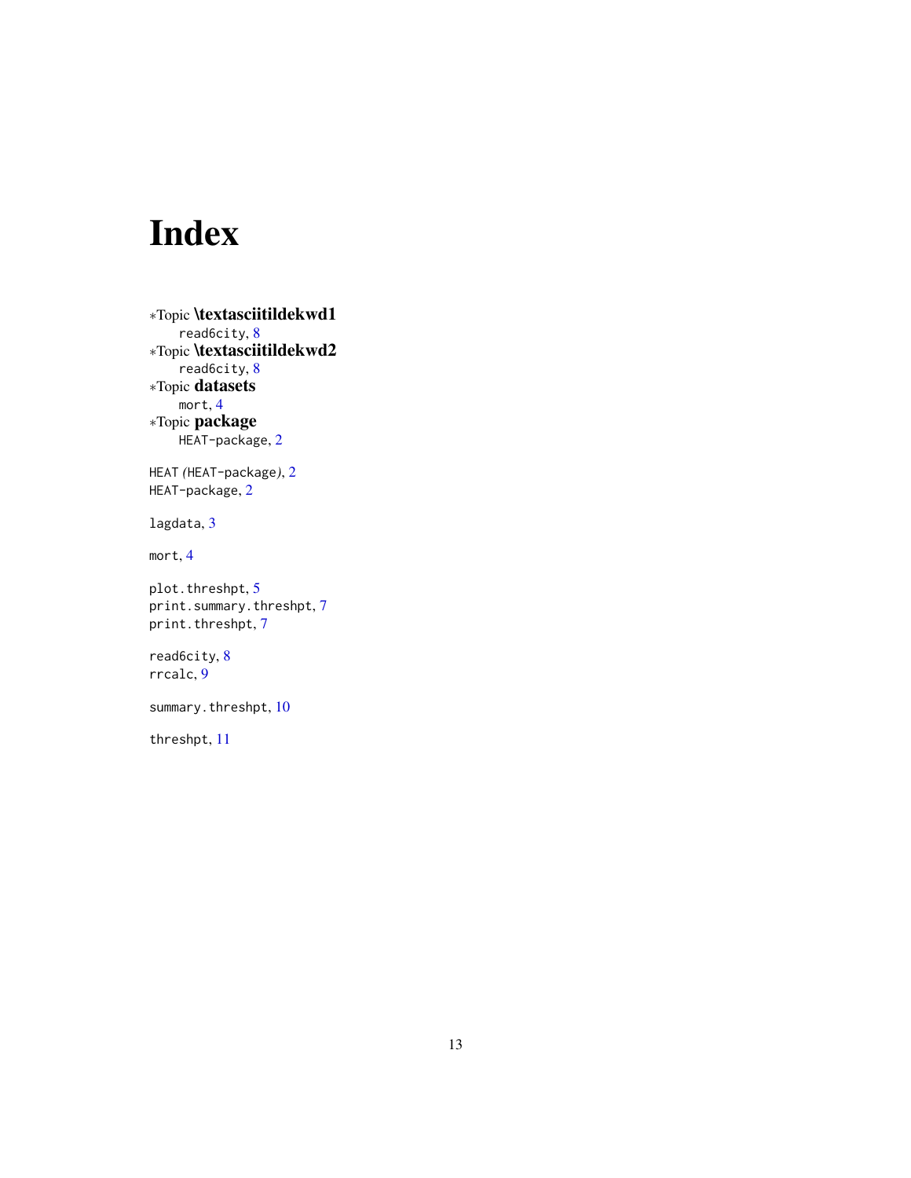# Index

∗Topic **\textasciitildekwd1**
    read6city, 8
∗Topic **\textasciitildekwd2**
    read6city, 8
∗Topic **datasets**
    mort, 4
∗Topic **package**
    HEAT-package, 2

HEAT *(*HEAT-package*)*, 2
HEAT-package, 2

lagdata, 3

mort, 4

plot.threshpt, 5
print.summary.threshpt, 7
print.threshpt, 7

read6city, 8
rrcalc, 9

summary.threshpt, 10

threshpt, 11